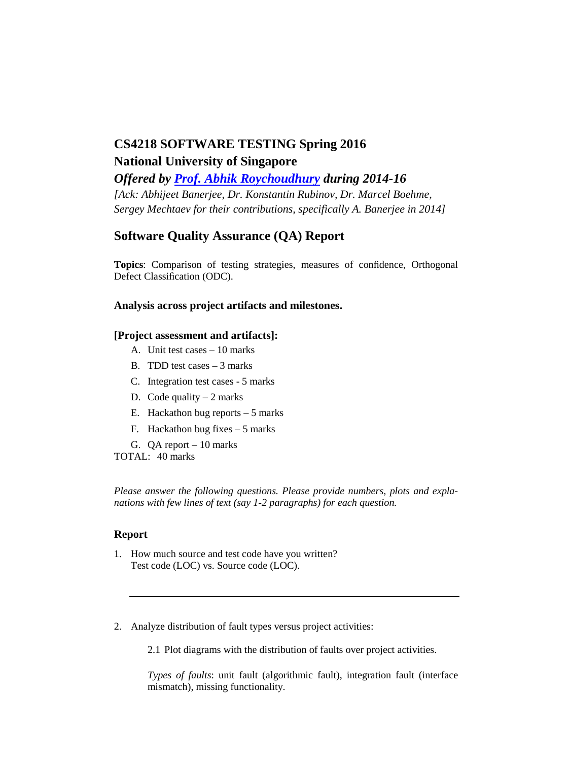# CS4218 SOFTWARE TESTING Spring 2016

## National University of Singapore

***Offered by [Prof. Abhik Roychoudhury](#) during 2014-16***

*[Ack: Abhijeet Banerjee, Dr. Konstantin Rubinov, Dr. Marcel Boehme, Sergey Mechtaev for their contributions, specifically A. Banerjee in 2014]*

## Software Quality Assurance (QA) Report

**Topics**: Comparison of testing strategies, measures of confidence, Orthogonal Defect Classification (ODC).

**Analysis across project artifacts and milestones.**

**[Project assessment and artifacts]:**

A. Unit test cases – 10 marks
B. TDD test cases – 3 marks
C. Integration test cases - 5 marks
D. Code quality – 2 marks
E. Hackathon bug reports – 5 marks
F. Hackathon bug fixes – 5 marks
G. QA report – 10 marks

TOTAL: 40 marks

*Please answer the following questions. Please provide numbers, plots and explanations with few lines of text (say 1-2 paragraphs) for each question.*

### Report

1. How much source and test code have you written?
   Test code (LOC) vs. Source code (LOC).

---

2. Analyze distribution of fault types versus project activities:

   2.1 Plot diagrams with the distribution of faults over project activities.

   *Types of faults*: unit fault (algorithmic fault), integration fault (interface mismatch), missing functionality.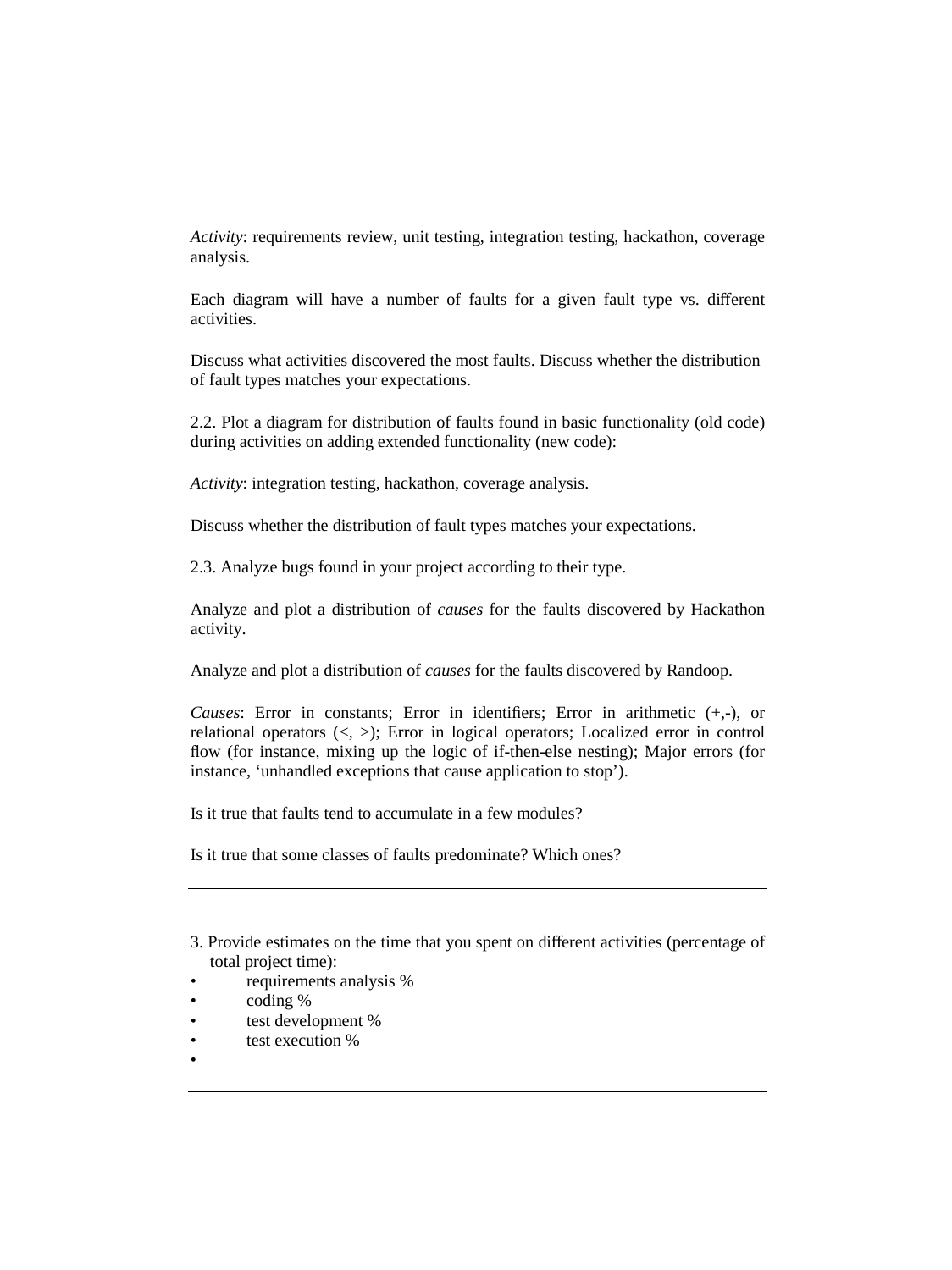*Activity*: requirements review, unit testing, integration testing, hackathon, coverage analysis.

Each diagram will have a number of faults for a given fault type vs. different activities.

Discuss what activities discovered the most faults. Discuss whether the distribution of fault types matches your expectations.

2.2. Plot a diagram for distribution of faults found in basic functionality (old code) during activities on adding extended functionality (new code):

*Activity*: integration testing, hackathon, coverage analysis.

Discuss whether the distribution of fault types matches your expectations.

2.3. Analyze bugs found in your project according to their type.

Analyze and plot a distribution of *causes* for the faults discovered by Hackathon activity.

Analyze and plot a distribution of *causes* for the faults discovered by Randoop.

*Causes*: Error in constants; Error in identifiers; Error in arithmetic (+,-), or relational operators (<, >); Error in logical operators; Localized error in control flow (for instance, mixing up the logic of if-then-else nesting); Major errors (for instance, ‘unhandled exceptions that cause application to stop’).

Is it true that faults tend to accumulate in a few modules?

Is it true that some classes of faults predominate? Which ones?

---

3. Provide estimates on the time that you spent on different activities (percentage of total project time):

- requirements analysis %
- coding %
- test development %
- test execution %
- 

---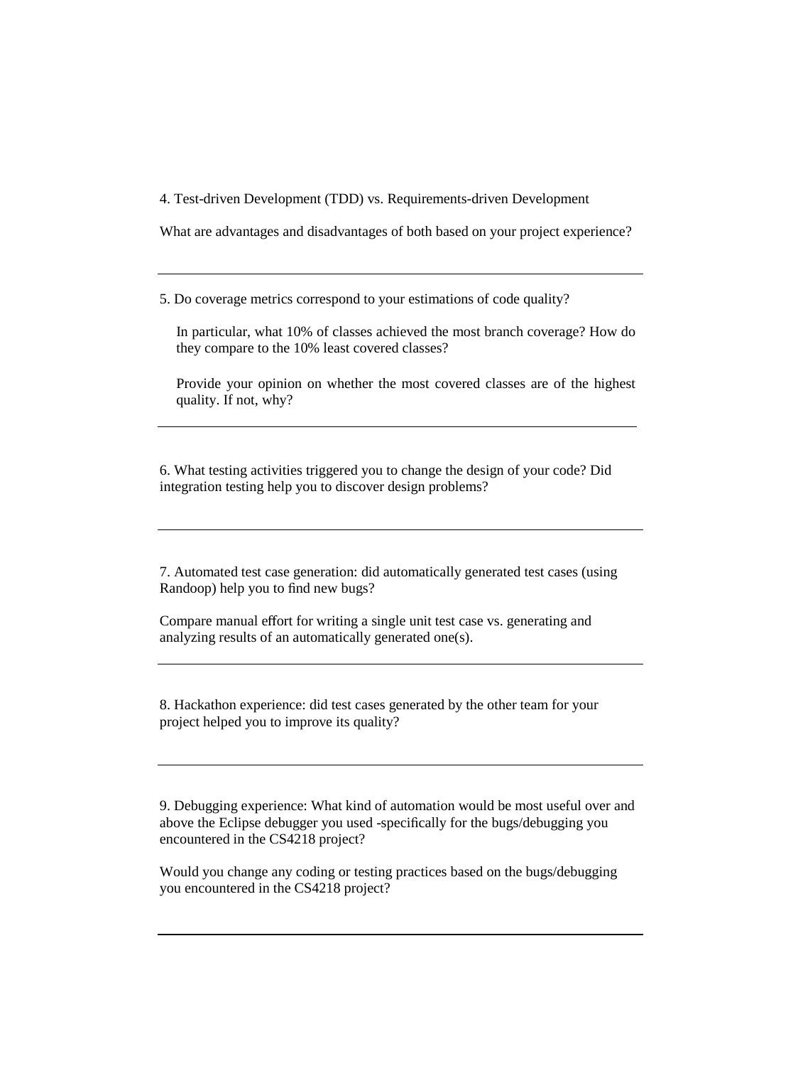4. Test-driven Development (TDD) vs. Requirements-driven Development

What are advantages and disadvantages of both based on your project experience?

---

5. Do coverage metrics correspond to your estimations of code quality?

In particular, what 10% of classes achieved the most branch coverage? How do they compare to the 10% least covered classes?

Provide your opinion on whether the most covered classes are of the highest quality. If not, why?

---

6. What testing activities triggered you to change the design of your code? Did integration testing help you to discover design problems?

---

7. Automated test case generation: did automatically generated test cases (using Randoop) help you to find new bugs?

Compare manual effort for writing a single unit test case vs. generating and analyzing results of an automatically generated one(s).

---

8. Hackathon experience: did test cases generated by the other team for your project helped you to improve its quality?

---

9. Debugging experience: What kind of automation would be most useful over and above the Eclipse debugger you used -specifically for the bugs/debugging you encountered in the CS4218 project?

Would you change any coding or testing practices based on the bugs/debugging you encountered in the CS4218 project?

---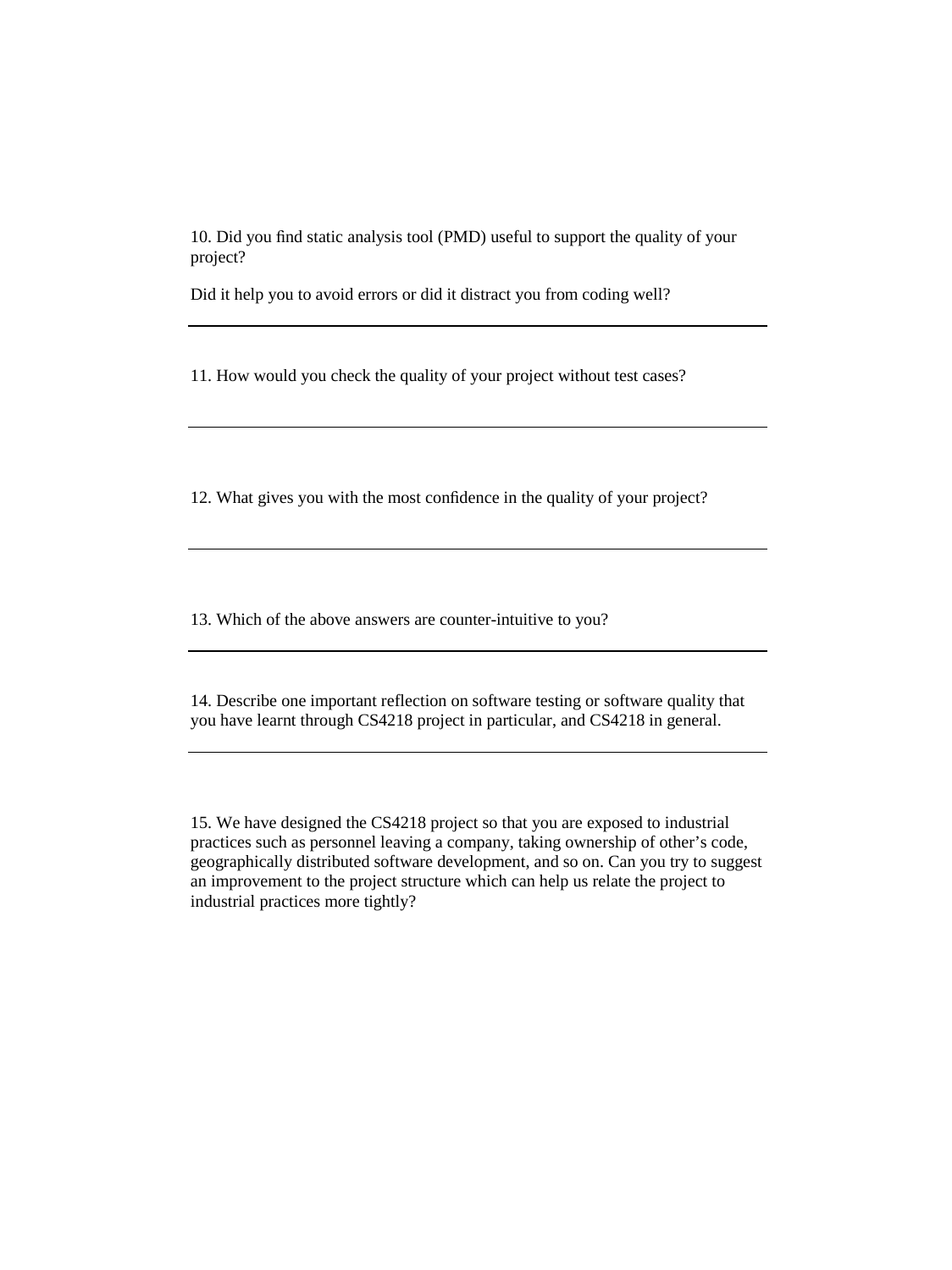10. Did you find static analysis tool (PMD) useful to support the quality of your project?

Did it help you to avoid errors or did it distract you from coding well?

---

11. How would you check the quality of your project without test cases?

---

12. What gives you with the most confidence in the quality of your project?

---

13. Which of the above answers are counter-intuitive to you?

---

14. Describe one important reflection on software testing or software quality that you have learnt through CS4218 project in particular, and CS4218 in general.

---

15. We have designed the CS4218 project so that you are exposed to industrial practices such as personnel leaving a company, taking ownership of other's code, geographically distributed software development, and so on. Can you try to suggest an improvement to the project structure which can help us relate the project to industrial practices more tightly?